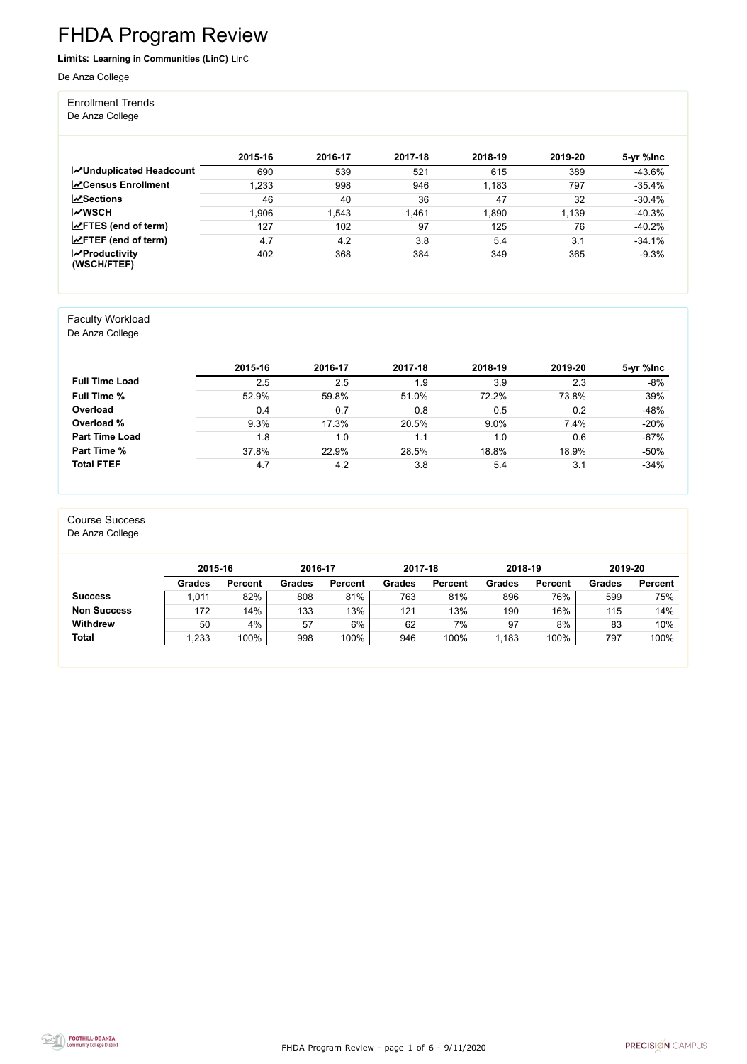# FHDA Program Review

**Limits: Learning in Communities (LinC)** LinC

De Anza College

## Enrollment Trends

De Anza College

| | 2015-16 | 2016-17 | 2017-18 | 2018-19 | 2019-20 | 5-yr %Inc |
|---|---|---|---|---|---|---|
| **Unduplicated Headcount** | 690 | 539 | 521 | 615 | 389 | -43.6% |
| **Census Enrollment** | 1,233 | 998 | 946 | 1,183 | 797 | -35.4% |
| **Sections** | 46 | 40 | 36 | 47 | 32 | -30.4% |
| **WSCH** | 1,906 | 1,543 | 1,461 | 1,890 | 1,139 | -40.3% |
| **FTES (end of term)** | 127 | 102 | 97 | 125 | 76 | -40.2% |
| **FTEF (end of term)** | 4.7 | 4.2 | 3.8 | 5.4 | 3.1 | -34.1% |
| **Productivity (WSCH/FTEF)** | 402 | 368 | 384 | 349 | 365 | -9.3% |

## Faculty Workload

De Anza College

| | 2015-16 | 2016-17 | 2017-18 | 2018-19 | 2019-20 | 5-yr %Inc |
|---|---|---|---|---|---|---|
| **Full Time Load** | 2.5 | 2.5 | 1.9 | 3.9 | 2.3 | -8% |
| **Full Time %** | 52.9% | 59.8% | 51.0% | 72.2% | 73.8% | 39% |
| **Overload** | 0.4 | 0.7 | 0.8 | 0.5 | 0.2 | -48% |
| **Overload %** | 9.3% | 17.3% | 20.5% | 9.0% | 7.4% | -20% |
| **Part Time Load** | 1.8 | 1.0 | 1.1 | 1.0 | 0.6 | -67% |
| **Part Time %** | 37.8% | 22.9% | 28.5% | 18.8% | 18.9% | -50% |
| **Total FTEF** | 4.7 | 4.2 | 3.8 | 5.4 | 3.1 | -34% |

## Course Success

De Anza College

| | 2015-16 | | 2016-17 | | 2017-18 | | 2018-19 | | 2019-20 | |
|---|---|---|---|---|---|---|---|---|---|---|
| | **Grades** | **Percent** | **Grades** | **Percent** | **Grades** | **Percent** | **Grades** | **Percent** | **Grades** | **Percent** |
| **Success** | 1,011 | 82% | 808 | 81% | 763 | 81% | 896 | 76% | 599 | 75% |
| **Non Success** | 172 | 14% | 133 | 13% | 121 | 13% | 190 | 16% | 115 | 14% |
| **Withdrew** | 50 | 4% | 57 | 6% | 62 | 7% | 97 | 8% | 83 | 10% |
| **Total** | 1,233 | 100% | 998 | 100% | 946 | 100% | 1,183 | 100% | 797 | 100% |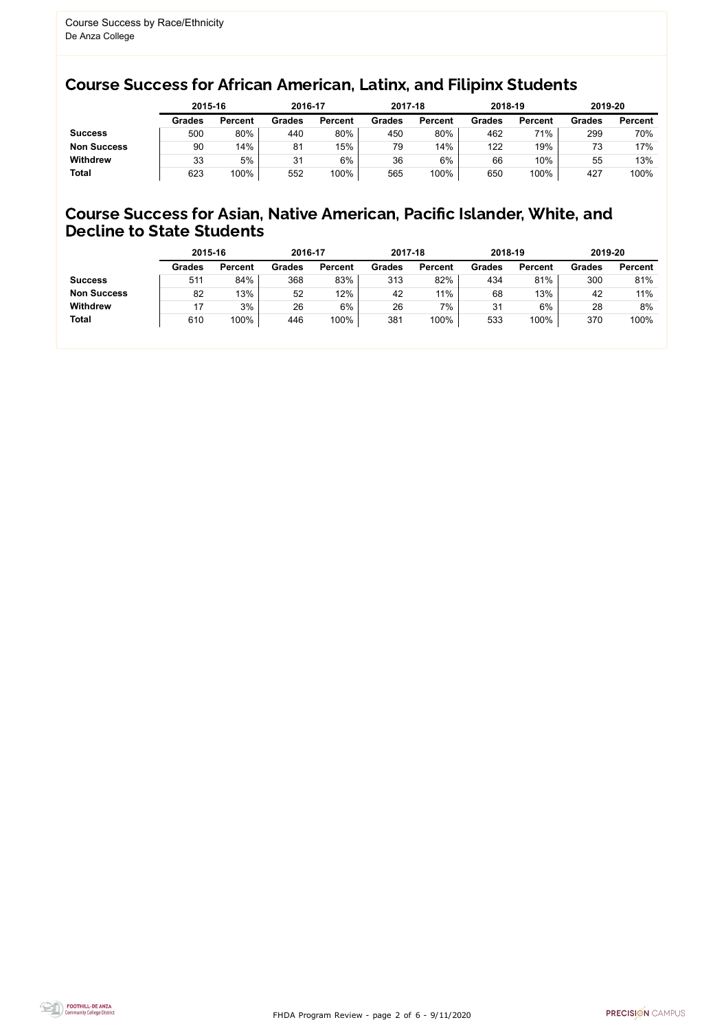Course Success by Race/Ethnicity
De Anza College

## Course Success for African American, Latinx, and Filipinx Students

| | 2015-16 | | 2016-17 | | 2017-18 | | 2018-19 | | 2019-20 | |
|---|---|---|---|---|---|---|---|---|---|---|
| | **Grades** | **Percent** | **Grades** | **Percent** | **Grades** | **Percent** | **Grades** | **Percent** | **Grades** | **Percent** |
| **Success** | 500 | 80% | 440 | 80% | 450 | 80% | 462 | 71% | 299 | 70% |
| **Non Success** | 90 | 14% | 81 | 15% | 79 | 14% | 122 | 19% | 73 | 17% |
| **Withdrew** | 33 | 5% | 31 | 6% | 36 | 6% | 66 | 10% | 55 | 13% |
| **Total** | 623 | 100% | 552 | 100% | 565 | 100% | 650 | 100% | 427 | 100% |

## Course Success for Asian, Native American, Pacific Islander, White, and Decline to State Students

| | 2015-16 | | 2016-17 | | 2017-18 | | 2018-19 | | 2019-20 | |
|---|---|---|---|---|---|---|---|---|---|---|
| | **Grades** | **Percent** | **Grades** | **Percent** | **Grades** | **Percent** | **Grades** | **Percent** | **Grades** | **Percent** |
| **Success** | 511 | 84% | 368 | 83% | 313 | 82% | 434 | 81% | 300 | 81% |
| **Non Success** | 82 | 13% | 52 | 12% | 42 | 11% | 68 | 13% | 42 | 11% |
| **Withdrew** | 17 | 3% | 26 | 6% | 26 | 7% | 31 | 6% | 28 | 8% |
| **Total** | 610 | 100% | 446 | 100% | 381 | 100% | 533 | 100% | 370 | 100% |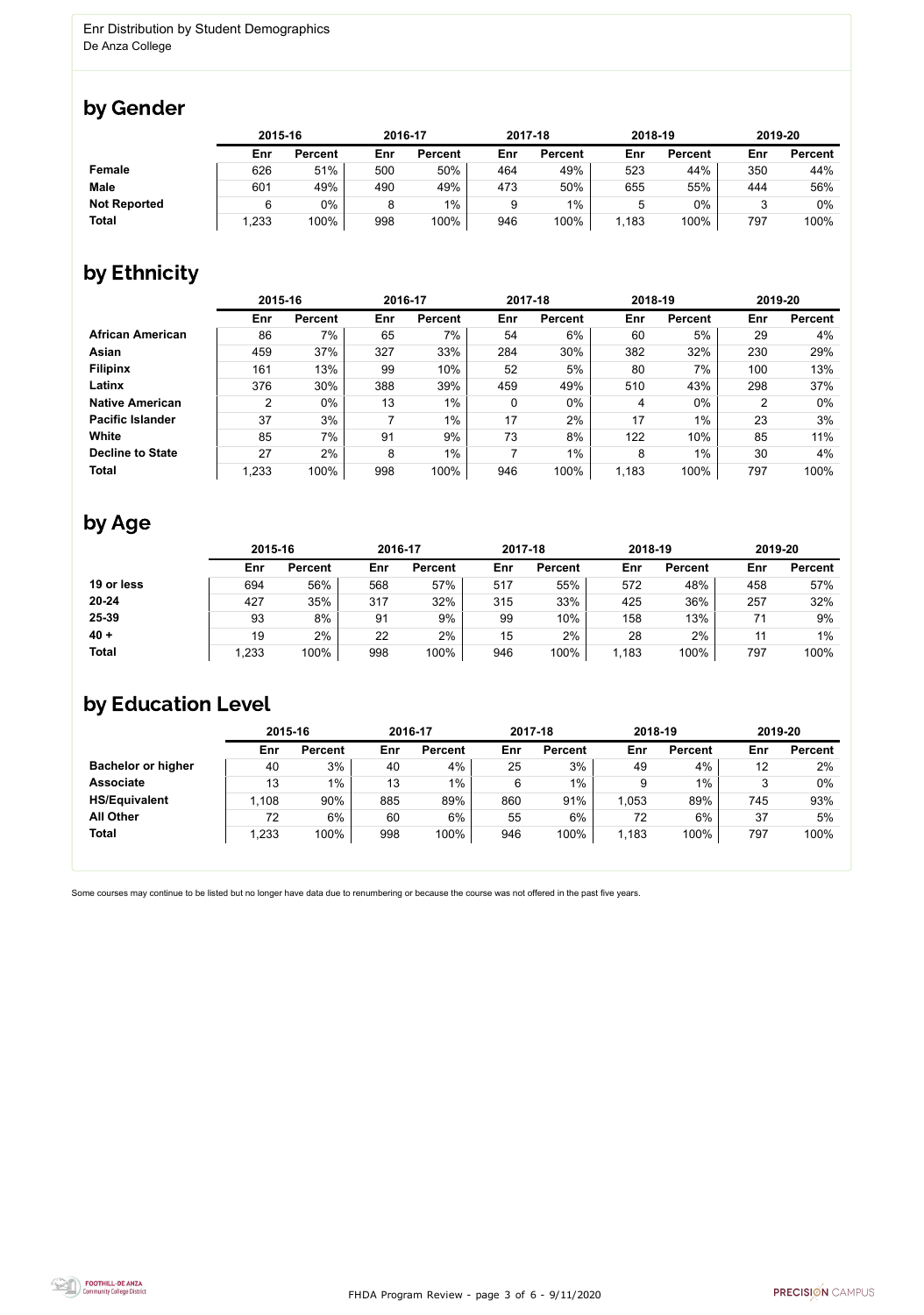Enr Distribution by Student Demographics
De Anza College

## by Gender

| | 2015-16 | | 2016-17 | | 2017-18 | | 2018-19 | | 2019-20 | |
|---|---|---|---|---|---|---|---|---|---|---|
| | Enr | Percent | Enr | Percent | Enr | Percent | Enr | Percent | Enr | Percent |
| **Female** | 626 | 51% | 500 | 50% | 464 | 49% | 523 | 44% | 350 | 44% |
| **Male** | 601 | 49% | 490 | 49% | 473 | 50% | 655 | 55% | 444 | 56% |
| **Not Reported** | 6 | 0% | 8 | 1% | 9 | 1% | 5 | 0% | 3 | 0% |
| **Total** | 1,233 | 100% | 998 | 100% | 946 | 100% | 1,183 | 100% | 797 | 100% |

## by Ethnicity

| | 2015-16 | | 2016-17 | | 2017-18 | | 2018-19 | | 2019-20 | |
|---|---|---|---|---|---|---|---|---|---|---|
| | Enr | Percent | Enr | Percent | Enr | Percent | Enr | Percent | Enr | Percent |
| **African American** | 86 | 7% | 65 | 7% | 54 | 6% | 60 | 5% | 29 | 4% |
| **Asian** | 459 | 37% | 327 | 33% | 284 | 30% | 382 | 32% | 230 | 29% |
| **Filipinx** | 161 | 13% | 99 | 10% | 52 | 5% | 80 | 7% | 100 | 13% |
| **Latinx** | 376 | 30% | 388 | 39% | 459 | 49% | 510 | 43% | 298 | 37% |
| **Native American** | 2 | 0% | 13 | 1% | 0 | 0% | 4 | 0% | 2 | 0% |
| **Pacific Islander** | 37 | 3% | 7 | 1% | 17 | 2% | 17 | 1% | 23 | 3% |
| **White** | 85 | 7% | 91 | 9% | 73 | 8% | 122 | 10% | 85 | 11% |
| **Decline to State** | 27 | 2% | 8 | 1% | 7 | 1% | 8 | 1% | 30 | 4% |
| **Total** | 1,233 | 100% | 998 | 100% | 946 | 100% | 1,183 | 100% | 797 | 100% |

## by Age

| | 2015-16 | | 2016-17 | | 2017-18 | | 2018-19 | | 2019-20 | |
|---|---|---|---|---|---|---|---|---|---|---|
| | Enr | Percent | Enr | Percent | Enr | Percent | Enr | Percent | Enr | Percent |
| **19 or less** | 694 | 56% | 568 | 57% | 517 | 55% | 572 | 48% | 458 | 57% |
| **20-24** | 427 | 35% | 317 | 32% | 315 | 33% | 425 | 36% | 257 | 32% |
| **25-39** | 93 | 8% | 91 | 9% | 99 | 10% | 158 | 13% | 71 | 9% |
| **40 +** | 19 | 2% | 22 | 2% | 15 | 2% | 28 | 2% | 11 | 1% |
| **Total** | 1,233 | 100% | 998 | 100% | 946 | 100% | 1,183 | 100% | 797 | 100% |

## by Education Level

| | 2015-16 | | 2016-17 | | 2017-18 | | 2018-19 | | 2019-20 | |
|---|---|---|---|---|---|---|---|---|---|---|
| | Enr | Percent | Enr | Percent | Enr | Percent | Enr | Percent | Enr | Percent |
| **Bachelor or higher** | 40 | 3% | 40 | 4% | 25 | 3% | 49 | 4% | 12 | 2% |
| **Associate** | 13 | 1% | 13 | 1% | 6 | 1% | 9 | 1% | 3 | 0% |
| **HS/Equivalent** | 1,108 | 90% | 885 | 89% | 860 | 91% | 1,053 | 89% | 745 | 93% |
| **All Other** | 72 | 6% | 60 | 6% | 55 | 6% | 72 | 6% | 37 | 5% |
| **Total** | 1,233 | 100% | 998 | 100% | 946 | 100% | 1,183 | 100% | 797 | 100% |

Some courses may continue to be listed but no longer have data due to renumbering or because the course was not offered in the past five years.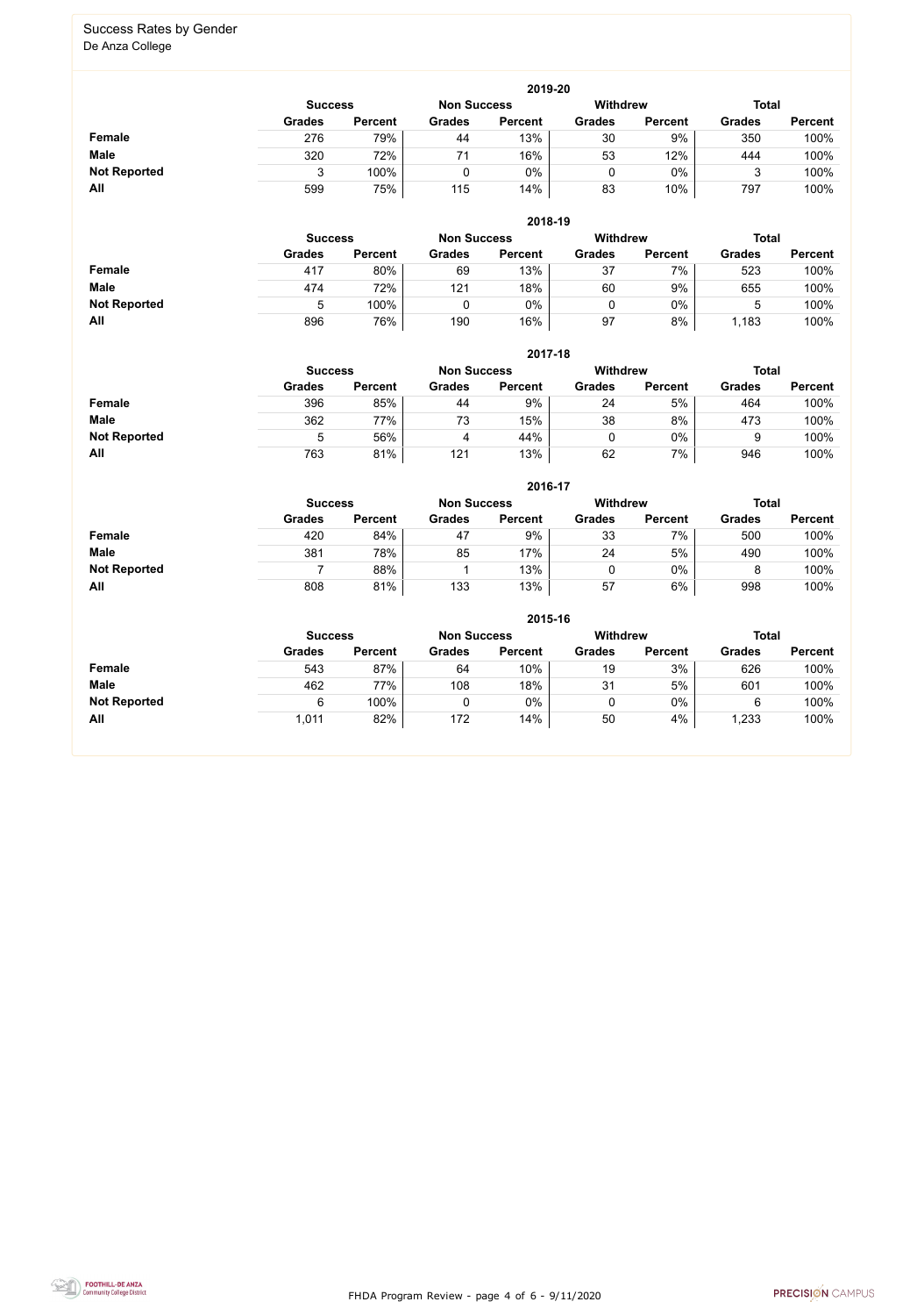# Success Rates by Gender

De Anza College

### 2019-20

| | Success | | Non Success | | Withdrew | | Total | |
|---|---|---|---|---|---|---|---|---|
| | Grades | Percent | Grades | Percent | Grades | Percent | Grades | Percent |
| **Female** | 276 | 79% | 44 | 13% | 30 | 9% | 350 | 100% |
| **Male** | 320 | 72% | 71 | 16% | 53 | 12% | 444 | 100% |
| **Not Reported** | 3 | 100% | 0 | 0% | 0 | 0% | 3 | 100% |
| **All** | 599 | 75% | 115 | 14% | 83 | 10% | 797 | 100% |

### 2018-19

| | Success | | Non Success | | Withdrew | | Total | |
|---|---|---|---|---|---|---|---|---|
| | Grades | Percent | Grades | Percent | Grades | Percent | Grades | Percent |
| **Female** | 417 | 80% | 69 | 13% | 37 | 7% | 523 | 100% |
| **Male** | 474 | 72% | 121 | 18% | 60 | 9% | 655 | 100% |
| **Not Reported** | 5 | 100% | 0 | 0% | 0 | 0% | 5 | 100% |
| **All** | 896 | 76% | 190 | 16% | 97 | 8% | 1,183 | 100% |

### 2017-18

| | Success | | Non Success | | Withdrew | | Total | |
|---|---|---|---|---|---|---|---|---|
| | Grades | Percent | Grades | Percent | Grades | Percent | Grades | Percent |
| **Female** | 396 | 85% | 44 | 9% | 24 | 5% | 464 | 100% |
| **Male** | 362 | 77% | 73 | 15% | 38 | 8% | 473 | 100% |
| **Not Reported** | 5 | 56% | 4 | 44% | 0 | 0% | 9 | 100% |
| **All** | 763 | 81% | 121 | 13% | 62 | 7% | 946 | 100% |

### 2016-17

| | Success | | Non Success | | Withdrew | | Total | |
|---|---|---|---|---|---|---|---|---|
| | Grades | Percent | Grades | Percent | Grades | Percent | Grades | Percent |
| **Female** | 420 | 84% | 47 | 9% | 33 | 7% | 500 | 100% |
| **Male** | 381 | 78% | 85 | 17% | 24 | 5% | 490 | 100% |
| **Not Reported** | 7 | 88% | 1 | 13% | 0 | 0% | 8 | 100% |
| **All** | 808 | 81% | 133 | 13% | 57 | 6% | 998 | 100% |

### 2015-16

| | Success | | Non Success | | Withdrew | | Total | |
|---|---|---|---|---|---|---|---|---|
| | Grades | Percent | Grades | Percent | Grades | Percent | Grades | Percent |
| **Female** | 543 | 87% | 64 | 10% | 19 | 3% | 626 | 100% |
| **Male** | 462 | 77% | 108 | 18% | 31 | 5% | 601 | 100% |
| **Not Reported** | 6 | 100% | 0 | 0% | 0 | 0% | 6 | 100% |
| **All** | 1,011 | 82% | 172 | 14% | 50 | 4% | 1,233 | 100% |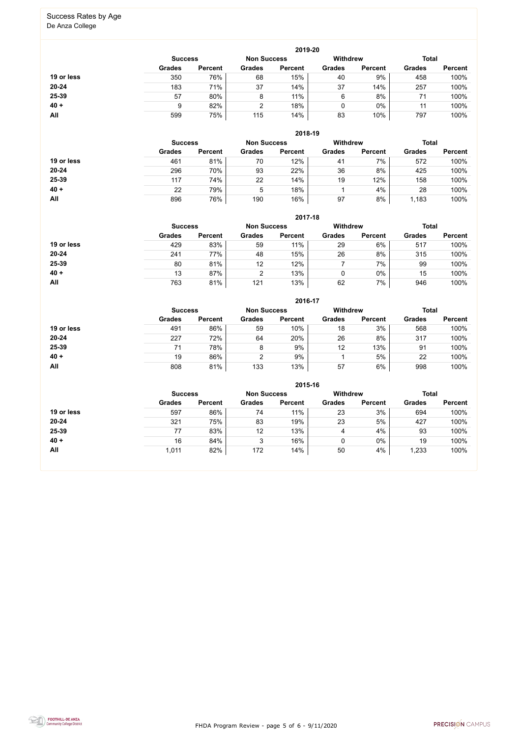# Success Rates by Age

De Anza College

## 2019-20

| | Success | | Non Success | | Withdrew | | Total | |
|---|---|---|---|---|---|---|---|---|
| | Grades | Percent | Grades | Percent | Grades | Percent | Grades | Percent |
| **19 or less** | 350 | 76% | 68 | 15% | 40 | 9% | 458 | 100% |
| **20-24** | 183 | 71% | 37 | 14% | 37 | 14% | 257 | 100% |
| **25-39** | 57 | 80% | 8 | 11% | 6 | 8% | 71 | 100% |
| **40 +** | 9 | 82% | 2 | 18% | 0 | 0% | 11 | 100% |
| **All** | 599 | 75% | 115 | 14% | 83 | 10% | 797 | 100% |

## 2018-19

| | Success | | Non Success | | Withdrew | | Total | |
|---|---|---|---|---|---|---|---|---|
| | Grades | Percent | Grades | Percent | Grades | Percent | Grades | Percent |
| **19 or less** | 461 | 81% | 70 | 12% | 41 | 7% | 572 | 100% |
| **20-24** | 296 | 70% | 93 | 22% | 36 | 8% | 425 | 100% |
| **25-39** | 117 | 74% | 22 | 14% | 19 | 12% | 158 | 100% |
| **40 +** | 22 | 79% | 5 | 18% | 1 | 4% | 28 | 100% |
| **All** | 896 | 76% | 190 | 16% | 97 | 8% | 1,183 | 100% |

## 2017-18

| | Success | | Non Success | | Withdrew | | Total | |
|---|---|---|---|---|---|---|---|---|
| | Grades | Percent | Grades | Percent | Grades | Percent | Grades | Percent |
| **19 or less** | 429 | 83% | 59 | 11% | 29 | 6% | 517 | 100% |
| **20-24** | 241 | 77% | 48 | 15% | 26 | 8% | 315 | 100% |
| **25-39** | 80 | 81% | 12 | 12% | 7 | 7% | 99 | 100% |
| **40 +** | 13 | 87% | 2 | 13% | 0 | 0% | 15 | 100% |
| **All** | 763 | 81% | 121 | 13% | 62 | 7% | 946 | 100% |

## 2016-17

| | Success | | Non Success | | Withdrew | | Total | |
|---|---|---|---|---|---|---|---|---|
| | Grades | Percent | Grades | Percent | Grades | Percent | Grades | Percent |
| **19 or less** | 491 | 86% | 59 | 10% | 18 | 3% | 568 | 100% |
| **20-24** | 227 | 72% | 64 | 20% | 26 | 8% | 317 | 100% |
| **25-39** | 71 | 78% | 8 | 9% | 12 | 13% | 91 | 100% |
| **40 +** | 19 | 86% | 2 | 9% | 1 | 5% | 22 | 100% |
| **All** | 808 | 81% | 133 | 13% | 57 | 6% | 998 | 100% |

## 2015-16

| | Success | | Non Success | | Withdrew | | Total | |
|---|---|---|---|---|---|---|---|---|
| | Grades | Percent | Grades | Percent | Grades | Percent | Grades | Percent |
| **19 or less** | 597 | 86% | 74 | 11% | 23 | 3% | 694 | 100% |
| **20-24** | 321 | 75% | 83 | 19% | 23 | 5% | 427 | 100% |
| **25-39** | 77 | 83% | 12 | 13% | 4 | 4% | 93 | 100% |
| **40 +** | 16 | 84% | 3 | 16% | 0 | 0% | 19 | 100% |
| **All** | 1,011 | 82% | 172 | 14% | 50 | 4% | 1,233 | 100% |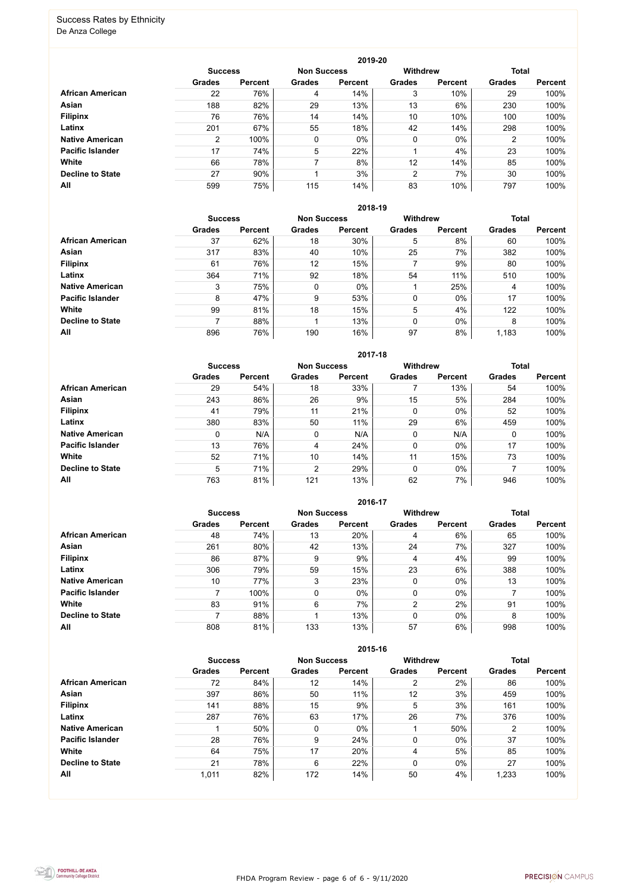# Success Rates by Ethnicity

De Anza College

### 2019-20

| | Success | | Non Success | | Withdrew | | Total | |
|---|---|---|---|---|---|---|---|---|
| | Grades | Percent | Grades | Percent | Grades | Percent | Grades | Percent |
| **African American** | 22 | 76% | 4 | 14% | 3 | 10% | 29 | 100% |
| **Asian** | 188 | 82% | 29 | 13% | 13 | 6% | 230 | 100% |
| **Filipinx** | 76 | 76% | 14 | 14% | 10 | 10% | 100 | 100% |
| **Latinx** | 201 | 67% | 55 | 18% | 42 | 14% | 298 | 100% |
| **Native American** | 2 | 100% | 0 | 0% | 0 | 0% | 2 | 100% |
| **Pacific Islander** | 17 | 74% | 5 | 22% | 1 | 4% | 23 | 100% |
| **White** | 66 | 78% | 7 | 8% | 12 | 14% | 85 | 100% |
| **Decline to State** | 27 | 90% | 1 | 3% | 2 | 7% | 30 | 100% |
| **All** | 599 | 75% | 115 | 14% | 83 | 10% | 797 | 100% |

### 2018-19

| | Success | | Non Success | | Withdrew | | Total | |
|---|---|---|---|---|---|---|---|---|
| | Grades | Percent | Grades | Percent | Grades | Percent | Grades | Percent |
| **African American** | 37 | 62% | 18 | 30% | 5 | 8% | 60 | 100% |
| **Asian** | 317 | 83% | 40 | 10% | 25 | 7% | 382 | 100% |
| **Filipinx** | 61 | 76% | 12 | 15% | 7 | 9% | 80 | 100% |
| **Latinx** | 364 | 71% | 92 | 18% | 54 | 11% | 510 | 100% |
| **Native American** | 3 | 75% | 0 | 0% | 1 | 25% | 4 | 100% |
| **Pacific Islander** | 8 | 47% | 9 | 53% | 0 | 0% | 17 | 100% |
| **White** | 99 | 81% | 18 | 15% | 5 | 4% | 122 | 100% |
| **Decline to State** | 7 | 88% | 1 | 13% | 0 | 0% | 8 | 100% |
| **All** | 896 | 76% | 190 | 16% | 97 | 8% | 1,183 | 100% |

### 2017-18

| | Success | | Non Success | | Withdrew | | Total | |
|---|---|---|---|---|---|---|---|---|
| | Grades | Percent | Grades | Percent | Grades | Percent | Grades | Percent |
| **African American** | 29 | 54% | 18 | 33% | 7 | 13% | 54 | 100% |
| **Asian** | 243 | 86% | 26 | 9% | 15 | 5% | 284 | 100% |
| **Filipinx** | 41 | 79% | 11 | 21% | 0 | 0% | 52 | 100% |
| **Latinx** | 380 | 83% | 50 | 11% | 29 | 6% | 459 | 100% |
| **Native American** | 0 | N/A | 0 | N/A | 0 | N/A | 0 | 100% |
| **Pacific Islander** | 13 | 76% | 4 | 24% | 0 | 0% | 17 | 100% |
| **White** | 52 | 71% | 10 | 14% | 11 | 15% | 73 | 100% |
| **Decline to State** | 5 | 71% | 2 | 29% | 0 | 0% | 7 | 100% |
| **All** | 763 | 81% | 121 | 13% | 62 | 7% | 946 | 100% |

### 2016-17

| | Success | | Non Success | | Withdrew | | Total | |
|---|---|---|---|---|---|---|---|---|
| | Grades | Percent | Grades | Percent | Grades | Percent | Grades | Percent |
| **African American** | 48 | 74% | 13 | 20% | 4 | 6% | 65 | 100% |
| **Asian** | 261 | 80% | 42 | 13% | 24 | 7% | 327 | 100% |
| **Filipinx** | 86 | 87% | 9 | 9% | 4 | 4% | 99 | 100% |
| **Latinx** | 306 | 79% | 59 | 15% | 23 | 6% | 388 | 100% |
| **Native American** | 10 | 77% | 3 | 23% | 0 | 0% | 13 | 100% |
| **Pacific Islander** | 7 | 100% | 0 | 0% | 0 | 0% | 7 | 100% |
| **White** | 83 | 91% | 6 | 7% | 2 | 2% | 91 | 100% |
| **Decline to State** | 7 | 88% | 1 | 13% | 0 | 0% | 8 | 100% |
| **All** | 808 | 81% | 133 | 13% | 57 | 6% | 998 | 100% |

### 2015-16

| | Success | | Non Success | | Withdrew | | Total | |
|---|---|---|---|---|---|---|---|---|
| | Grades | Percent | Grades | Percent | Grades | Percent | Grades | Percent |
| **African American** | 72 | 84% | 12 | 14% | 2 | 2% | 86 | 100% |
| **Asian** | 397 | 86% | 50 | 11% | 12 | 3% | 459 | 100% |
| **Filipinx** | 141 | 88% | 15 | 9% | 5 | 3% | 161 | 100% |
| **Latinx** | 287 | 76% | 63 | 17% | 26 | 7% | 376 | 100% |
| **Native American** | 1 | 50% | 0 | 0% | 1 | 50% | 2 | 100% |
| **Pacific Islander** | 28 | 76% | 9 | 24% | 0 | 0% | 37 | 100% |
| **White** | 64 | 75% | 17 | 20% | 4 | 5% | 85 | 100% |
| **Decline to State** | 21 | 78% | 6 | 22% | 0 | 0% | 27 | 100% |
| **All** | 1,011 | 82% | 172 | 14% | 50 | 4% | 1,233 | 100% |